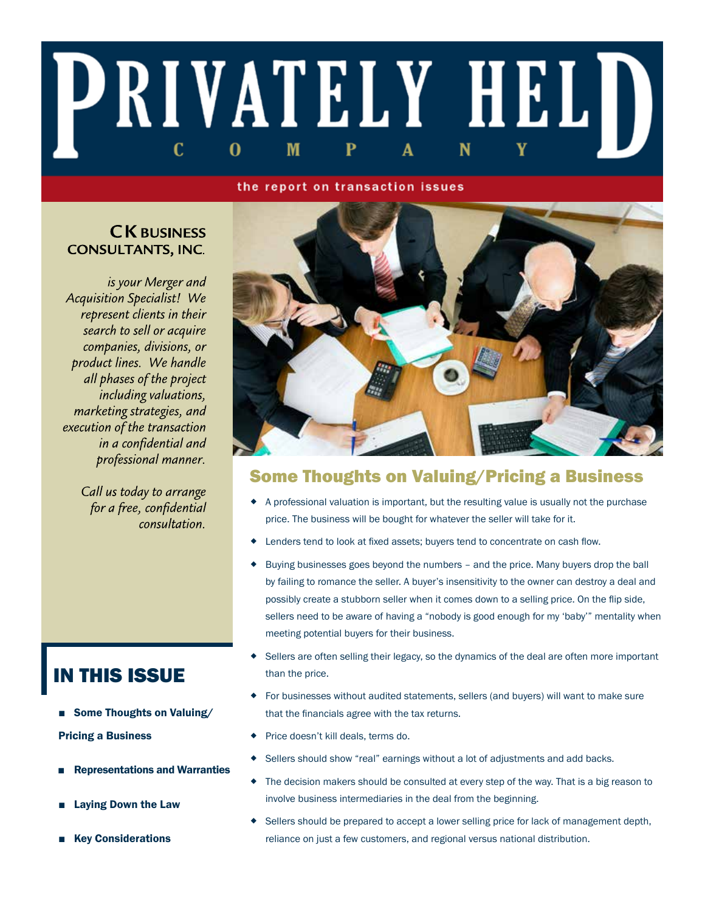# PRIVATELY HELD COMPANY

the report on transaction issues

**CK BUSINESS CONSULTANTS, INC.**

*is your Merger and Acquisition Specialist! We represent clients in their search to sell or acquire companies, divisions, or product lines. We handle all phases of the project including valuations, marketing strategies, and execution of the transaction in a confidential and professional manner.*

*Call us today to arrange for a free, confidential consultation.*

## IN THIS ISSUE

- **Some Thoughts on Valuing/Pricing a Business**
- **Representations and Warranties**
- **Laying Down the Law**
- **Key Considerations**

## Some Thoughts on Valuing/Pricing a Business

- A professional valuation is important, but the resulting value is usually not the purchase price. The business will be bought for whatever the seller will take for it.
- Lenders tend to look at fixed assets; buyers tend to concentrate on cash flow.
- Buying businesses goes beyond the numbers – and the price. Many buyers drop the ball by failing to romance the seller. A buyer's insensitivity to the owner can destroy a deal and possibly create a stubborn seller when it comes down to a selling price. On the flip side, sellers need to be aware of having a "nobody is good enough for my 'baby'" mentality when meeting potential buyers for their business.
- Sellers are often selling their legacy, so the dynamics of the deal are often more important than the price.
- For businesses without audited statements, sellers (and buyers) will want to make sure that the financials agree with the tax returns.
- Price doesn't kill deals, terms do.
- Sellers should show "real" earnings without a lot of adjustments and add backs.
- The decision makers should be consulted at every step of the way. That is a big reason to involve business intermediaries in the deal from the beginning.
- Sellers should be prepared to accept a lower selling price for lack of management depth, reliance on just a few customers, and regional versus national distribution.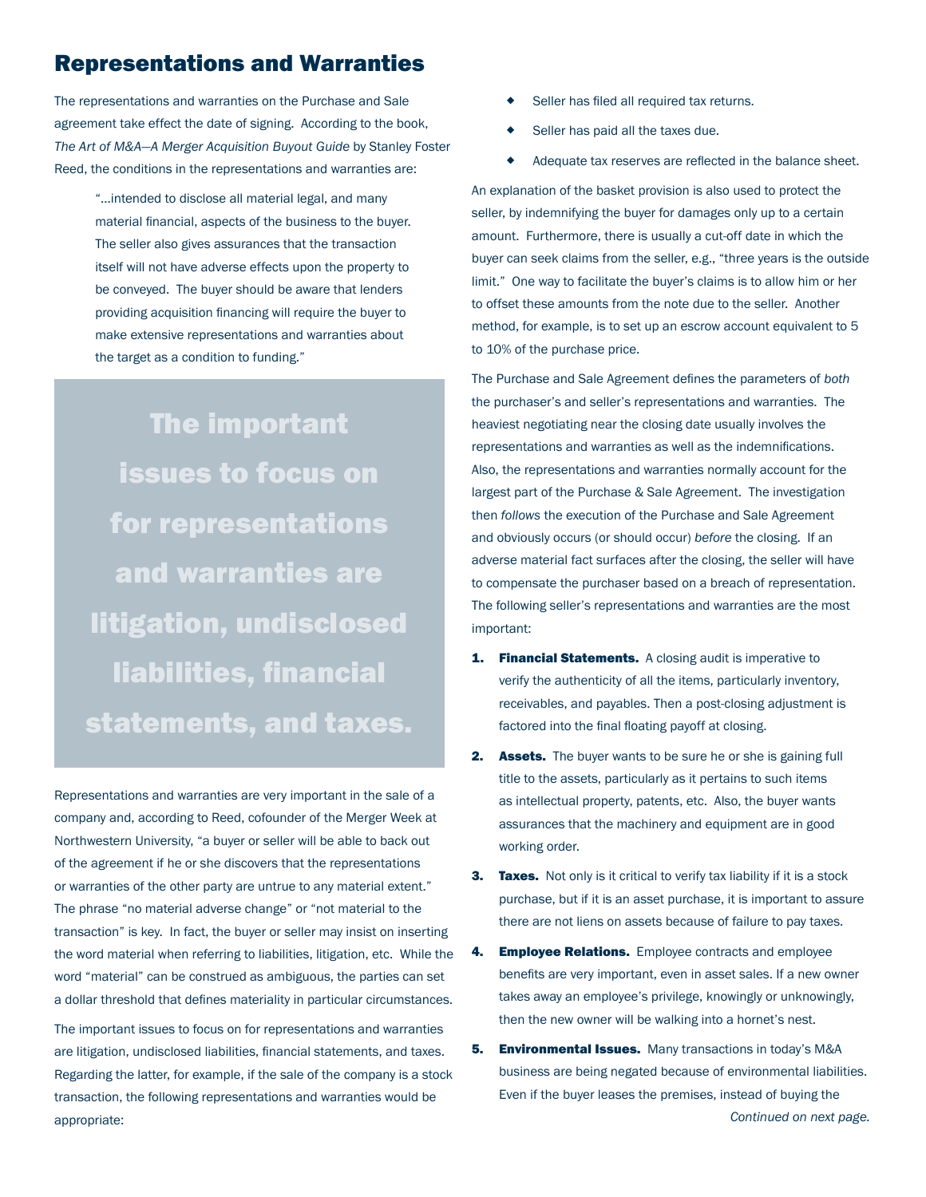## Representations and Warranties

The representations and warranties on the Purchase and Sale agreement take effect the date of signing. According to the book, *The Art of M&A—A Merger Acquisition Buyout Guide* by Stanley Foster Reed, the conditions in the representations and warranties are:

> "...intended to disclose all material legal, and many material financial, aspects of the business to the buyer. The seller also gives assurances that the transaction itself will not have adverse effects upon the property to be conveyed. The buyer should be aware that lenders providing acquisition financing will require the buyer to make extensive representations and warranties about the target as a condition to funding."

**The important issues to focus on for representations and warranties are litigation, undisclosed liabilities, financial statements, and taxes.**

Representations and warranties are very important in the sale of a company and, according to Reed, cofounder of the Merger Week at Northwestern University, "a buyer or seller will be able to back out of the agreement if he or she discovers that the representations or warranties of the other party are untrue to any material extent." The phrase "no material adverse change" or "not material to the transaction" is key. In fact, the buyer or seller may insist on inserting the word material when referring to liabilities, litigation, etc. While the word "material" can be construed as ambiguous, the parties can set a dollar threshold that defines materiality in particular circumstances.

The important issues to focus on for representations and warranties are litigation, undisclosed liabilities, financial statements, and taxes. Regarding the latter, for example, if the sale of the company is a stock transaction, the following representations and warranties would be appropriate:

- Seller has filed all required tax returns.
- Seller has paid all the taxes due.
- Adequate tax reserves are reflected in the balance sheet.

An explanation of the basket provision is also used to protect the seller, by indemnifying the buyer for damages only up to a certain amount. Furthermore, there is usually a cut-off date in which the buyer can seek claims from the seller, e.g., "three years is the outside limit." One way to facilitate the buyer's claims is to allow him or her to offset these amounts from the note due to the seller. Another method, for example, is to set up an escrow account equivalent to 5 to 10% of the purchase price.

The Purchase and Sale Agreement defines the parameters of *both* the purchaser's and seller's representations and warranties. The heaviest negotiating near the closing date usually involves the representations and warranties as well as the indemnifications. Also, the representations and warranties normally account for the largest part of the Purchase & Sale Agreement. The investigation then *follows* the execution of the Purchase and Sale Agreement and obviously occurs (or should occur) *before* the closing. If an adverse material fact surfaces after the closing, the seller will have to compensate the purchaser based on a breach of representation. The following seller's representations and warranties are the most important:

1. **Financial Statements.** A closing audit is imperative to verify the authenticity of all the items, particularly inventory, receivables, and payables. Then a post-closing adjustment is factored into the final floating payoff at closing.
2. **Assets.** The buyer wants to be sure he or she is gaining full title to the assets, particularly as it pertains to such items as intellectual property, patents, etc. Also, the buyer wants assurances that the machinery and equipment are in good working order.
3. **Taxes.** Not only is it critical to verify tax liability if it is a stock purchase, but if it is an asset purchase, it is important to assure there are not liens on assets because of failure to pay taxes.
4. **Employee Relations.** Employee contracts and employee benefits are very important, even in asset sales. If a new owner takes away an employee's privilege, knowingly or unknowingly, then the new owner will be walking into a hornet's nest.
5. **Environmental Issues.** Many transactions in today's M&A business are being negated because of environmental liabilities. Even if the buyer leases the premises, instead of buying the

*Continued on next page.*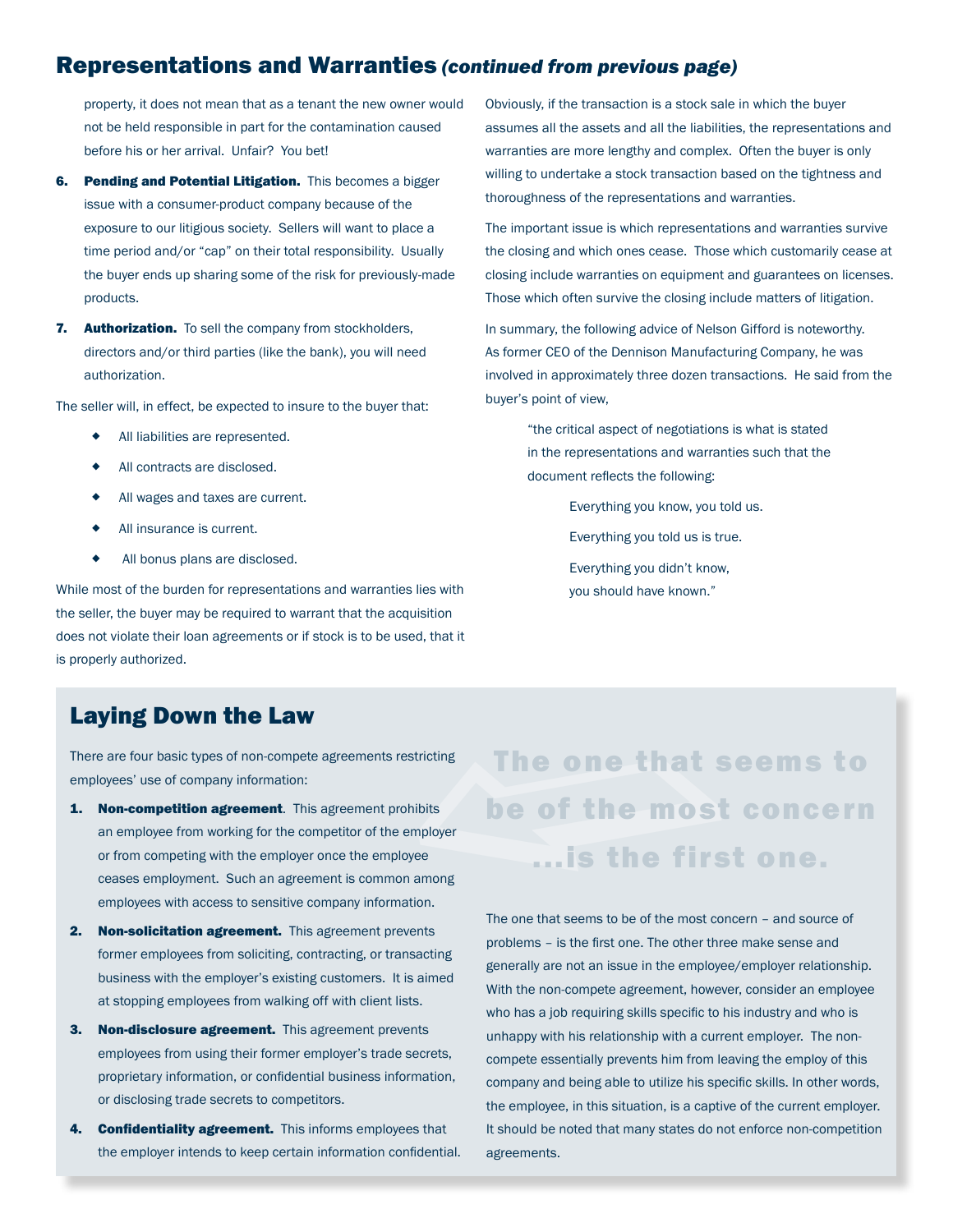## Representations and Warranties *(continued from previous page)*

property, it does not mean that as a tenant the new owner would not be held responsible in part for the contamination caused before his or her arrival. Unfair? You bet!

6. **Pending and Potential Litigation.** This becomes a bigger issue with a consumer-product company because of the exposure to our litigious society. Sellers will want to place a time period and/or "cap" on their total responsibility. Usually the buyer ends up sharing some of the risk for previously-made products.

7. **Authorization.** To sell the company from stockholders, directors and/or third parties (like the bank), you will need authorization.

The seller will, in effect, be expected to insure to the buyer that:

- All liabilities are represented.
- All contracts are disclosed.
- All wages and taxes are current.
- All insurance is current.
- All bonus plans are disclosed.

While most of the burden for representations and warranties lies with the seller, the buyer may be required to warrant that the acquisition does not violate their loan agreements or if stock is to be used, that it is properly authorized.

Obviously, if the transaction is a stock sale in which the buyer assumes all the assets and all the liabilities, the representations and warranties are more lengthy and complex. Often the buyer is only willing to undertake a stock transaction based on the tightness and thoroughness of the representations and warranties.

The important issue is which representations and warranties survive the closing and which ones cease. Those which customarily cease at closing include warranties on equipment and guarantees on licenses. Those which often survive the closing include matters of litigation.

In summary, the following advice of Nelson Gifford is noteworthy. As former CEO of the Dennison Manufacturing Company, he was involved in approximately three dozen transactions. He said from the buyer's point of view,

> "the critical aspect of negotiations is what is stated in the representations and warranties such that the document reflects the following:
>
> Everything you know, you told us.
>
> Everything you told us is true.
>
> Everything you didn't know,
> you should have known."

## Laying Down the Law

There are four basic types of non-compete agreements restricting employees' use of company information:

1. **Non-competition agreement**. This agreement prohibits an employee from working for the competitor of the employer or from competing with the employer once the employee ceases employment. Such an agreement is common among employees with access to sensitive company information.

2. **Non-solicitation agreement.** This agreement prevents former employees from soliciting, contracting, or transacting business with the employer's existing customers. It is aimed at stopping employees from walking off with client lists.

3. **Non-disclosure agreement.** This agreement prevents employees from using their former employer's trade secrets, proprietary information, or confidential business information, or disclosing trade secrets to competitors.

4. **Confidentiality agreement.** This informs employees that the employer intends to keep certain information confidential.

**The one that seems to be of the most concern ...is the first one.**

The one that seems to be of the most concern – and source of problems – is the first one. The other three make sense and generally are not an issue in the employee/employer relationship. With the non-compete agreement, however, consider an employee who has a job requiring skills specific to his industry and who is unhappy with his relationship with a current employer. The non-compete essentially prevents him from leaving the employ of this company and being able to utilize his specific skills. In other words, the employee, in this situation, is a captive of the current employer. It should be noted that many states do not enforce non-competition agreements.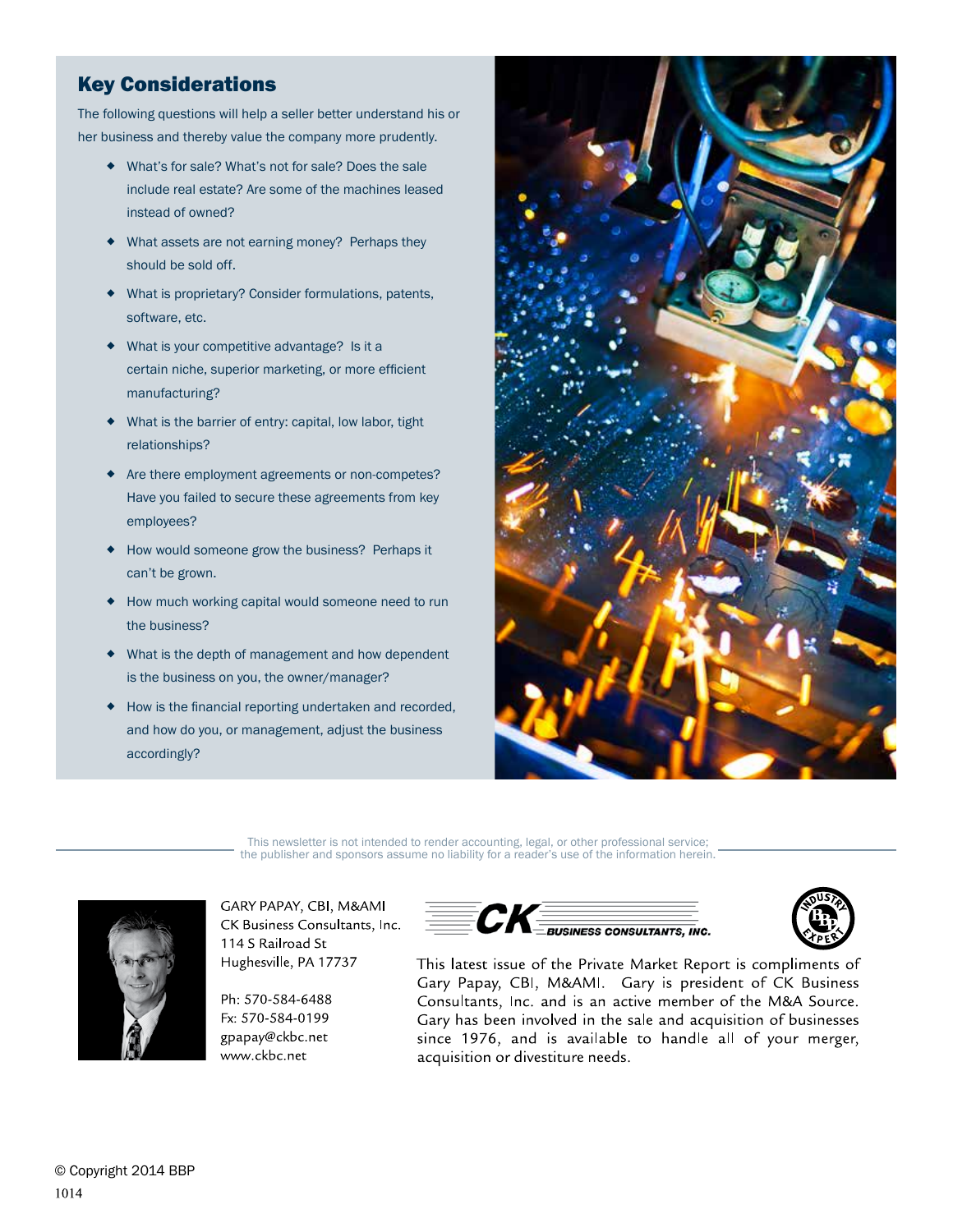## Key Considerations

The following questions will help a seller better understand his or her business and thereby value the company more prudently.

- What's for sale? What's not for sale? Does the sale include real estate? Are some of the machines leased instead of owned?
- What assets are not earning money? Perhaps they should be sold off.
- What is proprietary? Consider formulations, patents, software, etc.
- What is your competitive advantage? Is it a certain niche, superior marketing, or more efficient manufacturing?
- What is the barrier of entry: capital, low labor, tight relationships?
- Are there employment agreements or non-competes? Have you failed to secure these agreements from key employees?
- How would someone grow the business? Perhaps it can't be grown.
- How much working capital would someone need to run the business?
- What is the depth of management and how dependent is the business on you, the owner/manager?
- How is the financial reporting undertaken and recorded, and how do you, or management, adjust the business accordingly?

This newsletter is not intended to render accounting, legal, or other professional service; the publisher and sponsors assume no liability for a reader's use of the information herein.

GARY PAPAY, CBI, M&AMI
CK Business Consultants, Inc.
114 S Railroad St
Hughesville, PA 17737

Ph: 570-584-6488
Fx: 570-584-0199
gpapay@ckbc.net
www.ckbc.net

CK BUSINESS CONSULTANTS, INC.

This latest issue of the Private Market Report is compliments of Gary Papay, CBI, M&AMI. Gary is president of CK Business Consultants, Inc. and is an active member of the M&A Source. Gary has been involved in the sale and acquisition of businesses since 1976, and is available to handle all of your merger, acquisition or divestiture needs.

© Copyright 2014 BBP
1014